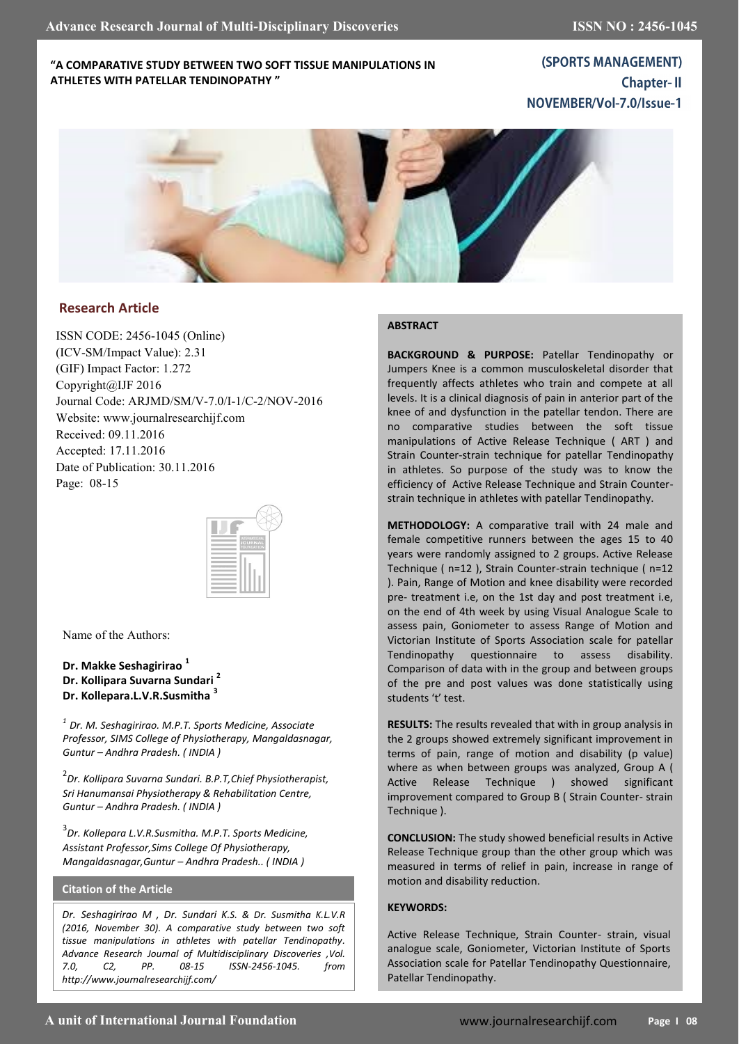# "A COMPARATIVE STUDY BETWEEN TWO SOFT TISSUE MANIPULATIONS IN ATHLETES WITH PATELLAR TENDINOPATHY "

**(SPORTS MANAGEMENT)**
**Chapter- II**
**NOVEMBER/Vol-7.0/Issue-1**

## Research Article

ISSN CODE: 2456-1045 (Online)
(ICV-SM/Impact Value): 2.31
(GIF) Impact Factor: 1.272
Copyright@IJF 2016
Journal Code: ARJMD/SM/V-7.0/I-1/C-2/NOV-2016
Website: www.journalresearchijf.com
Received: 09.11.2016
Accepted: 17.11.2016
Date of Publication: 30.11.2016
Page: 08-15

Name of the Authors:

**Dr. Makke Seshagirirao [1]**
**Dr. Kollipara Suvarna Sundari [2]**
**Dr. Kollepara.L.V.R.Susmitha [3]**

*[1] Dr. M. Seshagirirao. M.P.T. Sports Medicine, Associate Professor, SIMS College of Physiotherapy, Mangaldasnagar, Guntur – Andhra Pradesh. ( INDIA )*

*[2] Dr. Kollipara Suvarna Sundari. B.P.T,Chief Physiotherapist, Sri Hanumansai Physiotherapy & Rehabilitation Centre, Guntur – Andhra Pradesh. ( INDIA )*

*[3] Dr. Kollepara L.V.R.Susmitha. M.P.T. Sports Medicine, Assistant Professor,Sims College Of Physiotherapy, Mangaldasnagar,Guntur – Andhra Pradesh.. ( INDIA )*

### Citation of the Article

*Dr. Seshagirirao M , Dr. Sundari K.S. & Dr. Susmitha K.L.V.R (2016, November 30). A comparative study between two soft tissue manipulations in athletes with patellar Tendinopathy. Advance Research Journal of Multidisciplinary Discoveries ,Vol. 7.0, C2, PP. 08-15 ISSN-2456-1045. from http://www.journalresearchijf.com/*

### ABSTRACT

**BACKGROUND & PURPOSE:** Patellar Tendinopathy or Jumpers Knee is a common musculoskeletal disorder that frequently affects athletes who train and compete at all levels. It is a clinical diagnosis of pain in anterior part of the knee of and dysfunction in the patellar tendon. There are no comparative studies between the soft tissue manipulations of Active Release Technique ( ART ) and Strain Counter-strain technique for patellar Tendinopathy in athletes. So purpose of the study was to know the efficiency of Active Release Technique and Strain Counter-strain technique in athletes with patellar Tendinopathy.

**METHODOLOGY:** A comparative trail with 24 male and female competitive runners between the ages 15 to 40 years were randomly assigned to 2 groups. Active Release Technique ( n=12 ), Strain Counter-strain technique ( n=12 ). Pain, Range of Motion and knee disability were recorded pre- treatment i.e, on the 1st day and post treatment i.e, on the end of 4th week by using Visual Analogue Scale to assess pain, Goniometer to assess Range of Motion and Victorian Institute of Sports Association scale for patellar Tendinopathy questionnaire to assess disability. Comparison of data with in the group and between groups of the pre and post values was done statistically using students 't' test.

**RESULTS:** The results revealed that with in group analysis in the 2 groups showed extremely significant improvement in terms of pain, range of motion and disability (p value) where as when between groups was analyzed, Group A ( Active Release Technique ) showed significant improvement compared to Group B ( Strain Counter- strain Technique ).

**CONCLUSION:** The study showed beneficial results in Active Release Technique group than the other group which was measured in terms of relief in pain, increase in range of motion and disability reduction.

**KEYWORDS:**

Active Release Technique, Strain Counter- strain, visual analogue scale, Goniometer, Victorian Institute of Sports Association scale for Patellar Tendinopathy Questionnaire, Patellar Tendinopathy.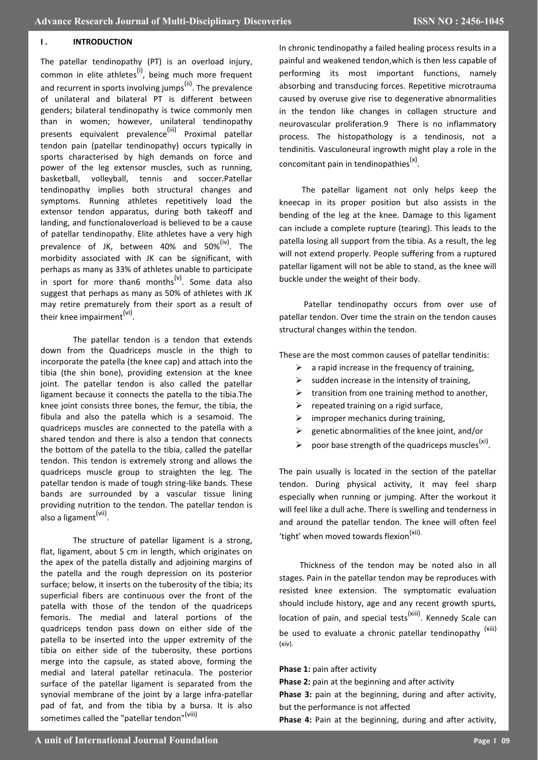## I. INTRODUCTION

The patellar tendinopathy (PT) is an overload injury, common in elite athletes[i], being much more frequent and recurrent in sports involving jumps[ii]. The prevalence of unilateral and bilateral PT is different between genders; bilateral tendinopathy is twice commonly men than in women; however, unilateral tendinopathy presents equivalent prevalence[iii] Proximal patellar tendon pain (patellar tendinopathy) occurs typically in sports characterised by high demands on force and power of the leg extensor muscles, such as running, basketball, volleyball, tennis and soccer.Patellar tendinopathy implies both structural changes and symptoms. Running athletes repetitively load the extensor tendon apparatus, during both takeoff and landing, and functionaloverload is believed to be a cause of patellar tendinopathy. Elite athletes have a very high prevalence of JK, between 40% and 50%[iv]. The morbidity associated with JK can be significant, with perhaps as many as 33% of athletes unable to participate in sport for more than6 months[v]. Some data also suggest that perhaps as many as 50% of athletes with JK may retire prematurely from their sport as a result of their knee impairment[vi].

The patellar tendon is a tendon that extends down from the Quadriceps muscle in the thigh to incorporate the patella (the knee cap) and attach into the tibia (the shin bone), providing extension at the knee joint. The patellar tendon is also called the patellar ligament because it connects the patella to the tibia.The knee joint consists three bones, the femur, the tibia, the fibula and also the patella which is a sesamoid. The quadriceps muscles are connected to the patella with a shared tendon and there is also a tendon that connects the bottom of the patella to the tibia, called the patellar tendon. This tendon is extremely strong and allows the quadriceps muscle group to straighten the leg. The patellar tendon is made of tough string-like bands. These bands are surrounded by a vascular tissue lining providing nutrition to the tendon. The patellar tendon is also a ligament[vii].

The structure of patellar ligament is a strong, flat, ligament, about 5 cm in length, which originates on the apex of the patella distally and adjoining margins of the patella and the rough depression on its posterior surface; below, it inserts on the tuberosity of the tibia; its superficial fibers are continuous over the front of the patella with those of the tendon of the quadriceps femoris. The medial and lateral portions of the quadriceps tendon pass down on either side of the patella to be inserted into the upper extremity of the tibia on either side of the tuberosity, these portions merge into the capsule, as stated above, forming the medial and lateral patellar retinacula. The posterior surface of the patellar ligament is separated from the synovial membrane of the joint by a large infra-patellar pad of fat, and from the tibia by a bursa. It is also sometimes called the "patellar tendon"[viii]

In chronic tendinopathy a failed healing process results in a painful and weakened tendon,which is then less capable of performing its most important functions, namely absorbing and transducing forces. Repetitive microtrauma caused by overuse give rise to degenerative abnormalities in the tendon like changes in collagen structure and neurovascular proliferation.9 There is no inflammatory process. The histopathology is a tendinosis, not a tendinitis. Vasculoneural ingrowth might play a role in the concomitant pain in tendinopathies[x].

The patellar ligament not only helps keep the kneecap in its proper position but also assists in the bending of the leg at the knee. Damage to this ligament can include a complete rupture (tearing). This leads to the patella losing all support from the tibia. As a result, the leg will not extend properly. People suffering from a ruptured patellar ligament will not be able to stand, as the knee will buckle under the weight of their body.

Patellar tendinopathy occurs from over use of patellar tendon. Over time the strain on the tendon causes structural changes within the tendon.

These are the most common causes of patellar tendinitis:

- a rapid increase in the frequency of training,
- sudden increase in the intensity of training,
- transition from one training method to another,
- repeated training on a rigid surface,
- improper mechanics during training,
- genetic abnormalities of the knee joint, and/or
- poor base strength of the quadriceps muscles[xi].

The pain usually is located in the section of the patellar tendon. During physical activity, it may feel sharp especially when running or jumping. After the workout it will feel like a dull ache. There is swelling and tenderness in and around the patellar tendon. The knee will often feel 'tight' when moved towards flexion[xii].

Thickness of the tendon may be noted also in all stages. Pain in the patellar tendon may be reproduces with resisted knee extension. The symptomatic evaluation should include history, age and any recent growth spurts, location of pain, and special tests[xiii]. Kennedy Scale can be used to evaluate a chronic patellar tendinopathy [xiii] [xiv].

**Phase 1:** pain after activity

**Phase 2:** pain at the beginning and after activity

**Phase 3:** pain at the beginning, during and after activity, but the performance is not affected

**Phase 4:** Pain at the beginning, during and after activity,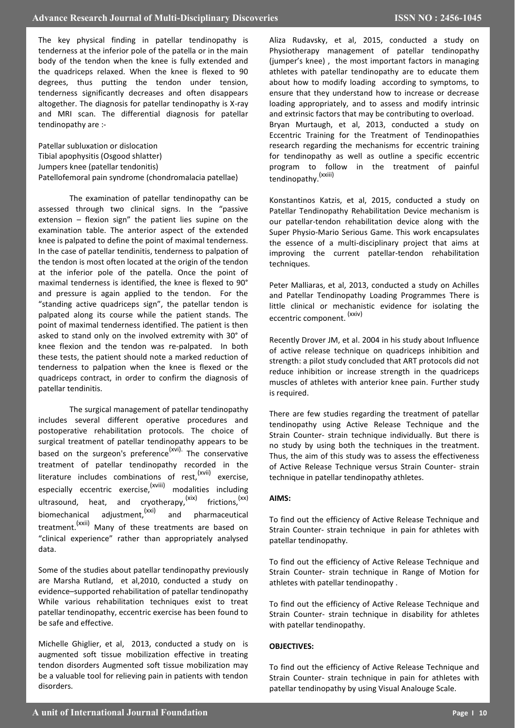The key physical finding in patellar tendinopathy is tenderness at the inferior pole of the patella or in the main body of the tendon when the knee is fully extended and the quadriceps relaxed. When the knee is flexed to 90 degrees, thus putting the tendon under tension, tenderness significantly decreases and often disappears altogether. The diagnosis for patellar tendinopathy is X-ray and MRI scan. The differential diagnosis for patellar tendinopathy are :-

Patellar subluxation or dislocation
Tibial apophysitis (Osgood shlatter)
Jumpers knee (patellar tendonitis)
Patellofemoral pain syndrome (chondromalacia patellae)

The examination of patellar tendinopathy can be assessed through two clinical signs. In the "passive extension – flexion sign" the patient lies supine on the examination table. The anterior aspect of the extended knee is palpated to define the point of maximal tenderness. In the case of patellar tendinitis, tenderness to palpation of the tendon is most often located at the origin of the tendon at the inferior pole of the patella. Once the point of maximal tenderness is identified, the knee is flexed to 90° and pressure is again applied to the tendon. For the "standing active quadriceps sign", the patellar tendon is palpated along its course while the patient stands. The point of maximal tenderness identified. The patient is then asked to stand only on the involved extremity with 30° of knee flexion and the tendon was re-palpated. In both these tests, the patient should note a marked reduction of tenderness to palpation when the knee is flexed or the quadriceps contract, in order to confirm the diagnosis of patellar tendinitis.

The surgical management of patellar tendinopathy includes several different operative procedures and postoperative rehabilitation protocols. The choice of surgical treatment of patellar tendinopathy appears to be based on the surgeon's preference[xvi]. The conservative treatment of patellar tendinopathy recorded in the literature includes combinations of rest,[xvii] exercise, especially eccentric exercise,[xviii] modalities including ultrasound, heat, and cryotherapy,[xix] frictions,[xx] biomechanical adjustment,[xxi] and pharmaceutical treatment.[xxii] Many of these treatments are based on "clinical experience" rather than appropriately analysed data.

Some of the studies about patellar tendinopathy previously are Marsha Rutland, et al,2010, conducted a study on evidence–supported rehabilitation of patellar tendinopathy While various rehabilitation techniques exist to treat patellar tendinopathy, eccentric exercise has been found to be safe and effective.

Michelle Ghiglier, et al, 2013, conducted a study on is augmented soft tissue mobilization effective in treating tendon disorders Augmented soft tissue mobilization may be a valuable tool for relieving pain in patients with tendon disorders.

Aliza Rudavsky, et al, 2015, conducted a study on Physiotherapy management of patellar tendinopathy (jumper's knee) , the most important factors in managing athletes with patellar tendinopathy are to educate them about how to modify loading according to symptoms, to ensure that they understand how to increase or decrease loading appropriately, and to assess and modify intrinsic and extrinsic factors that may be contributing to overload.
Bryan Murtaugh, et al, 2013, conducted a study on Eccentric Training for the Treatment of Tendinopathies research regarding the mechanisms for eccentric training for tendinopathy as well as outline a specific eccentric program to follow in the treatment of painful tendinopathy.[xxiii]

Konstantinos Katzis, et al, 2015, conducted a study on Patellar Tendinopathy Rehabilitation Device mechanism is our patellar-tendon rehabilitation device along with the Super Physio-Mario Serious Game. This work encapsulates the essence of a multi-disciplinary project that aims at improving the current patellar-tendon rehabilitation techniques.

Peter Malliaras, et al, 2013, conducted a study on Achilles and Patellar Tendinopathy Loading Programmes There is little clinical or mechanistic evidence for isolating the eccentric component. [xxiv]

Recently Drover JM, et al. 2004 in his study about Influence of active release technique on quadriceps inhibition and strength: a pilot study concluded that ART protocols did not reduce inhibition or increase strength in the quadriceps muscles of athletes with anterior knee pain. Further study is required.

There are few studies regarding the treatment of patellar tendinopathy using Active Release Technique and the Strain Counter- strain technique individually. But there is no study by using both the techniques in the treatment. Thus, the aim of this study was to assess the effectiveness of Active Release Technique versus Strain Counter- strain technique in patellar tendinopathy athletes.

**AIMS:**

To find out the efficiency of Active Release Technique and Strain Counter- strain technique in pain for athletes with patellar tendinopathy.

To find out the efficiency of Active Release Technique and Strain Counter- strain technique in Range of Motion for athletes with patellar tendinopathy .

To find out the efficiency of Active Release Technique and Strain Counter- strain technique in disability for athletes with patellar tendinopathy.

**OBJECTIVES:**

To find out the efficiency of Active Release Technique and Strain Counter- strain technique in pain for athletes with patellar tendinopathy by using Visual Analouge Scale.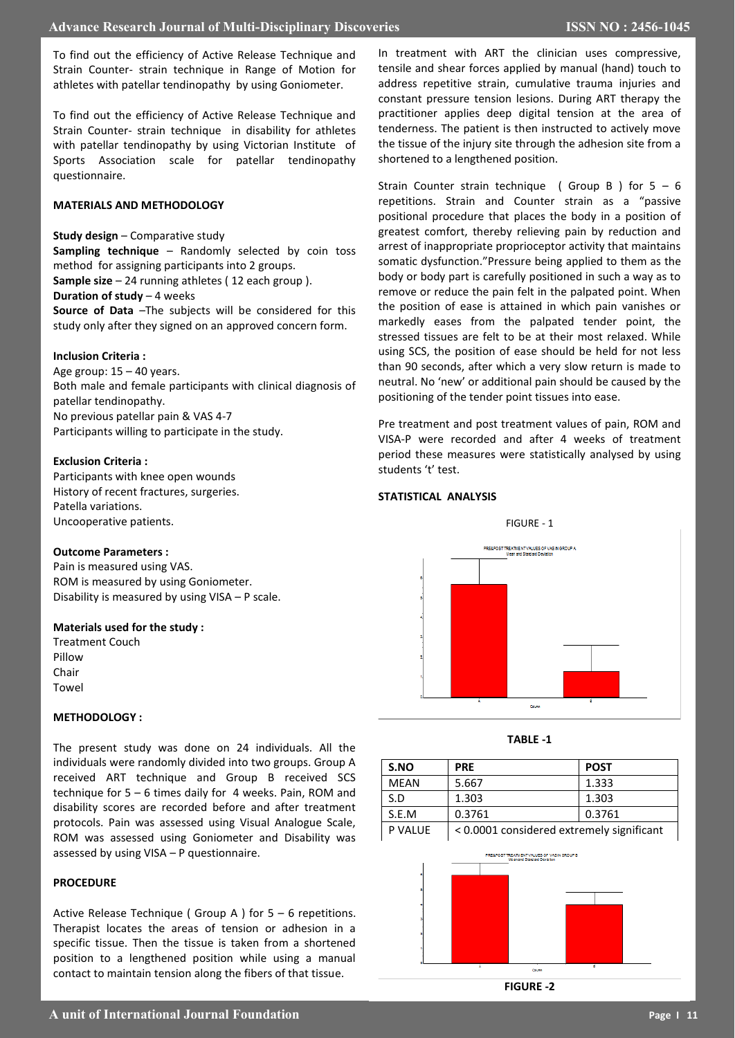To find out the efficiency of Active Release Technique and Strain Counter- strain technique in Range of Motion for athletes with patellar tendinopathy by using Goniometer.

To find out the efficiency of Active Release Technique and Strain Counter- strain technique in disability for athletes with patellar tendinopathy by using Victorian Institute of Sports Association scale for patellar tendinopathy questionnaire.

## MATERIALS AND METHODOLOGY

**Study design** – Comparative study
**Sampling technique** – Randomly selected by coin toss method for assigning participants into 2 groups.
**Sample size** – 24 running athletes ( 12 each group ).
**Duration of study** – 4 weeks
**Source of Data** –The subjects will be considered for this study only after they signed on an approved concern form.

**Inclusion Criteria :**

Age group: 15 – 40 years.
Both male and female participants with clinical diagnosis of patellar tendinopathy.
No previous patellar pain & VAS 4-7
Participants willing to participate in the study.

**Exclusion Criteria :**

Participants with knee open wounds
History of recent fractures, surgeries.
Patella variations.
Uncooperative patients.

**Outcome Parameters :**

Pain is measured using VAS.
ROM is measured by using Goniometer.
Disability is measured by using VISA – P scale.

**Materials used for the study :**

Treatment Couch
Pillow
Chair
Towel

### METHODOLOGY :

The present study was done on 24 individuals. All the individuals were randomly divided into two groups. Group A received ART technique and Group B received SCS technique for 5 – 6 times daily for 4 weeks. Pain, ROM and disability scores are recorded before and after treatment protocols. Pain was assessed using Visual Analogue Scale, ROM was assessed using Goniometer and Disability was assessed by using VISA – P questionnaire.

### PROCEDURE

Active Release Technique ( Group A ) for 5 – 6 repetitions. Therapist locates the areas of tension or adhesion in a specific tissue. Then the tissue is taken from a shortened position to a lengthened position while using a manual contact to maintain tension along the fibers of that tissue.

In treatment with ART the clinician uses compressive, tensile and shear forces applied by manual (hand) touch to address repetitive strain, cumulative trauma injuries and constant pressure tension lesions. During ART therapy the practitioner applies deep digital tension at the area of tenderness. The patient is then instructed to actively move the tissue of the injury site through the adhesion site from a shortened to a lengthened position.

Strain Counter strain technique ( Group B ) for 5 – 6 repetitions. Strain and Counter strain as a "passive positional procedure that places the body in a position of greatest comfort, thereby relieving pain by reduction and arrest of inappropriate proprioceptor activity that maintains somatic dysfunction."Pressure being applied to them as the body or body part is carefully positioned in such a way as to remove or reduce the pain felt in the palpated point. When the position of ease is attained in which pain vanishes or markedly eases from the palpated tender point, the stressed tissues are felt to be at their most relaxed. While using SCS, the position of ease should be held for not less than 90 seconds, after which a very slow return is made to neutral. No 'new' or additional pain should be caused by the positioning of the tender point tissues into ease.

Pre treatment and post treatment values of pain, ROM and VISA-P were recorded and after 4 weeks of treatment period these measures were statistically analysed by using students 't' test.

### STATISTICAL ANALYSIS

FIGURE - 1

TABLE -1

| S.NO | PRE | POST |
|---|---|---|
| MEAN | 5.667 | 1.333 |
| S.D | 1.303 | 1.303 |
| S.E.M | 0.3761 | 0.3761 |
| P VALUE | < 0.0001 considered extremely significant | |

FIGURE -2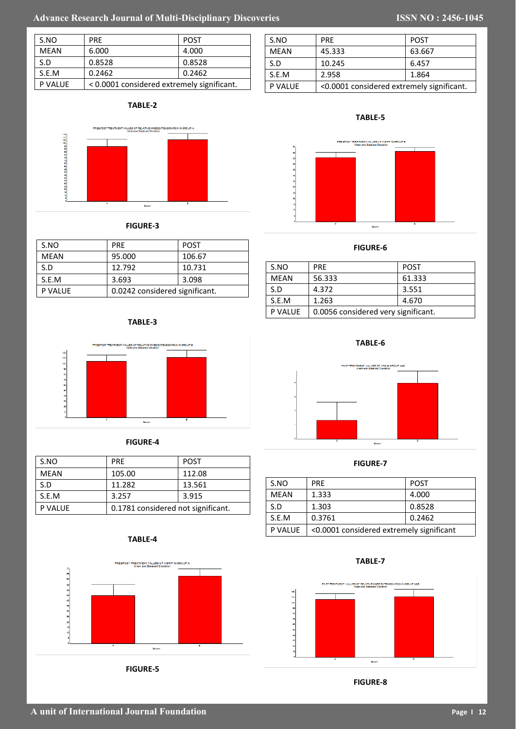| S.NO | PRE | POST |
|---|---|---|
| MEAN | 6.000 | 4.000 |
| S.D | 0.8528 | 0.8528 |
| S.E.M | 0.2462 | 0.2462 |
| P VALUE | < 0.0001 considered extremely significant. | |

**TABLE-2**

**FIGURE-3**

| S.NO | PRE | POST |
|---|---|---|
| MEAN | 95.000 | 106.67 |
| S.D | 12.792 | 10.731 |
| S.E.M | 3.693 | 3.098 |
| P VALUE | 0.0242 considered significant. | |

**TABLE-3**

**FIGURE-4**

| S.NO | PRE | POST |
|---|---|---|
| MEAN | 105.00 | 112.08 |
| S.D | 11.282 | 13.561 |
| S.E.M | 3.257 | 3.915 |
| P VALUE | 0.1781 considered not significant. | |

**TABLE-4**

**FIGURE-5**

| S.NO | PRE | POST |
|---|---|---|
| MEAN | 45.333 | 63.667 |
| S.D | 10.245 | 6.457 |
| S.E.M | 2.958 | 1.864 |
| P VALUE | <0.0001 considered extremely significant. | |

**TABLE-5**

**FIGURE-6**

| S.NO | PRE | POST |
|---|---|---|
| MEAN | 56.333 | 61.333 |
| S.D | 4.372 | 3.551 |
| S.E.M | 1.263 | 4.670 |
| P VALUE | 0.0056 considered very significant. | |

**TABLE-6**

**FIGURE-7**

| S.NO | PRE | POST |
|---|---|---|
| MEAN | 1.333 | 4.000 |
| S.D | 1.303 | 0.8528 |
| S.E.M | 0.3761 | 0.2462 |
| P VALUE | <0.0001 considered extremely significant | |

**TABLE-7**

**FIGURE-8**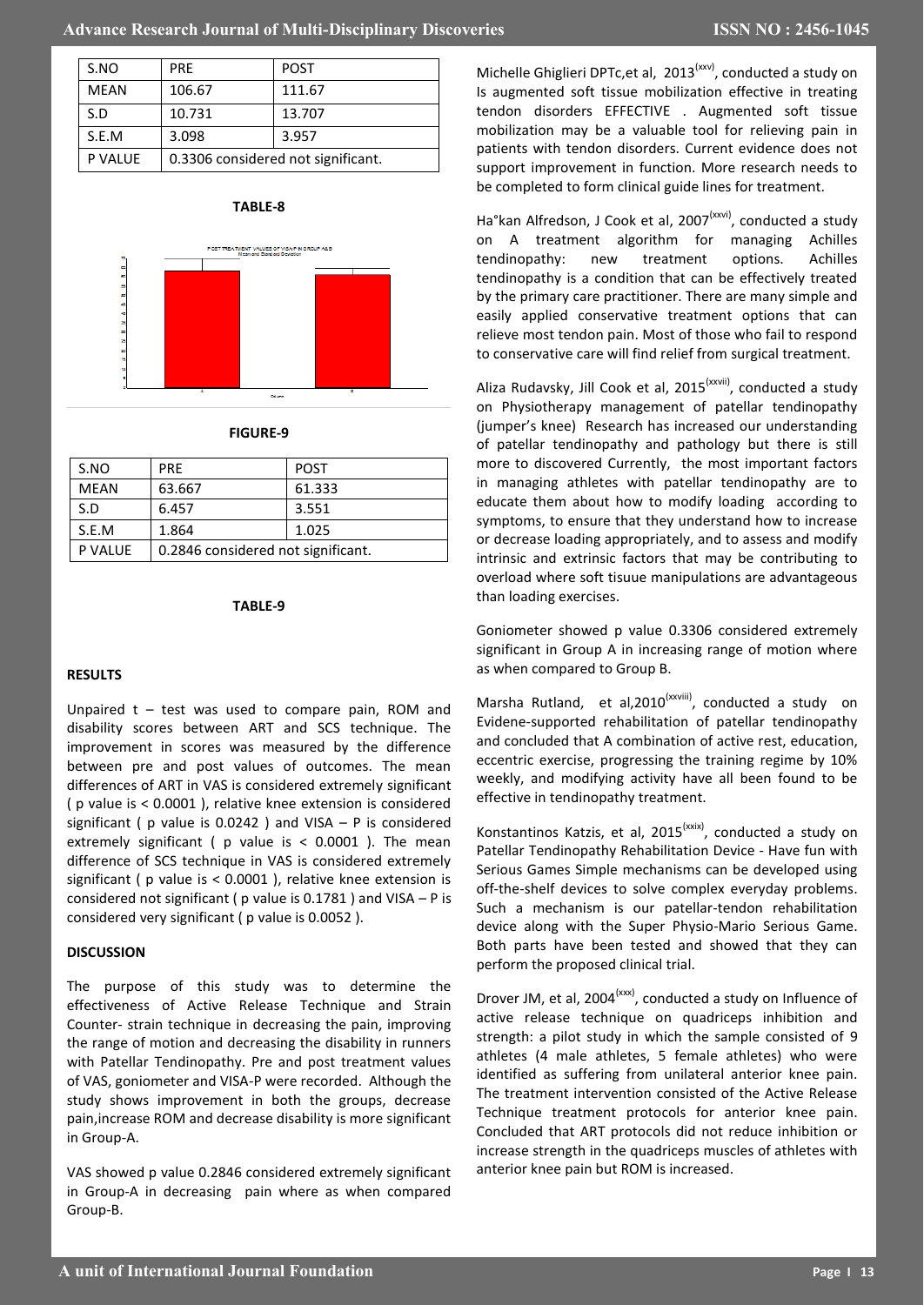| S.NO | PRE | POST |
|---|---|---|
| MEAN | 106.67 | 111.67 |
| S.D | 10.731 | 13.707 |
| S.E.M | 3.098 | 3.957 |
| P VALUE | 0.3306 considered not significant. | |

**TABLE-8**

**FIGURE-9**

| S.NO | PRE | POST |
|---|---|---|
| MEAN | 63.667 | 61.333 |
| S.D | 6.457 | 3.551 |
| S.E.M | 1.864 | 1.025 |
| P VALUE | 0.2846 considered not significant. | |

**TABLE-9**

**RESULTS**

Unpaired t – test was used to compare pain, ROM and disability scores between ART and SCS technique. The improvement in scores was measured by the difference between pre and post values of outcomes. The mean differences of ART in VAS is considered extremely significant ( p value is < 0.0001 ), relative knee extension is considered significant ( p value is 0.0242 ) and VISA – P is considered extremely significant ( p value is < 0.0001 ). The mean difference of SCS technique in VAS is considered extremely significant ( p value is < 0.0001 ), relative knee extension is considered not significant ( p value is 0.1781 ) and VISA – P is considered very significant ( p value is 0.0052 ).

**DISCUSSION**

The purpose of this study was to determine the effectiveness of Active Release Technique and Strain Counter- strain technique in decreasing the pain, improving the range of motion and decreasing the disability in runners with Patellar Tendinopathy. Pre and post treatment values of VAS, goniometer and VISA-P were recorded. Although the study shows improvement in both the groups, decrease pain,increase ROM and decrease disability is more significant in Group-A.

VAS showed p value 0.2846 considered extremely significant in Group-A in decreasing pain where as when compared Group-B.

Michelle Ghiglieri DPTc,et al, 2013[xxv], conducted a study on Is augmented soft tissue mobilization effective in treating tendon disorders EFFECTIVE . Augmented soft tissue mobilization may be a valuable tool for relieving pain in patients with tendon disorders. Current evidence does not support improvement in function. More research needs to be completed to form clinical guide lines for treatment.

Ha°kan Alfredson, J Cook et al, 2007[xxvi], conducted a study on A treatment algorithm for managing Achilles tendinopathy: new treatment options. Achilles tendinopathy is a condition that can be effectively treated by the primary care practitioner. There are many simple and easily applied conservative treatment options that can relieve most tendon pain. Most of those who fail to respond to conservative care will find relief from surgical treatment.

Aliza Rudavsky, Jill Cook et al, 2015[xxvii], conducted a study on Physiotherapy management of patellar tendinopathy (jumper's knee) Research has increased our understanding of patellar tendinopathy and pathology but there is still more to discovered Currently, the most important factors in managing athletes with patellar tendinopathy are to educate them about how to modify loading according to symptoms, to ensure that they understand how to increase or decrease loading appropriately, and to assess and modify intrinsic and extrinsic factors that may be contributing to overload where soft tisuue manipulations are advantageous than loading exercises.

Goniometer showed p value 0.3306 considered extremely significant in Group A in increasing range of motion where as when compared to Group B.

Marsha Rutland, et al,2010[xxviii], conducted a study on Evidene-supported rehabilitation of patellar tendinopathy and concluded that A combination of active rest, education, eccentric exercise, progressing the training regime by 10% weekly, and modifying activity have all been found to be effective in tendinopathy treatment.

Konstantinos Katzis, et al, 2015[xxix], conducted a study on Patellar Tendinopathy Rehabilitation Device - Have fun with Serious Games Simple mechanisms can be developed using off-the-shelf devices to solve complex everyday problems. Such a mechanism is our patellar-tendon rehabilitation device along with the Super Physio-Mario Serious Game. Both parts have been tested and showed that they can perform the proposed clinical trial.

Drover JM, et al, 2004[xxx], conducted a study on Influence of active release technique on quadriceps inhibition and strength: a pilot study in which the sample consisted of 9 athletes (4 male athletes, 5 female athletes) who were identified as suffering from unilateral anterior knee pain. The treatment intervention consisted of the Active Release Technique treatment protocols for anterior knee pain. Concluded that ART protocols did not reduce inhibition or increase strength in the quadriceps muscles of athletes with anterior knee pain but ROM is increased.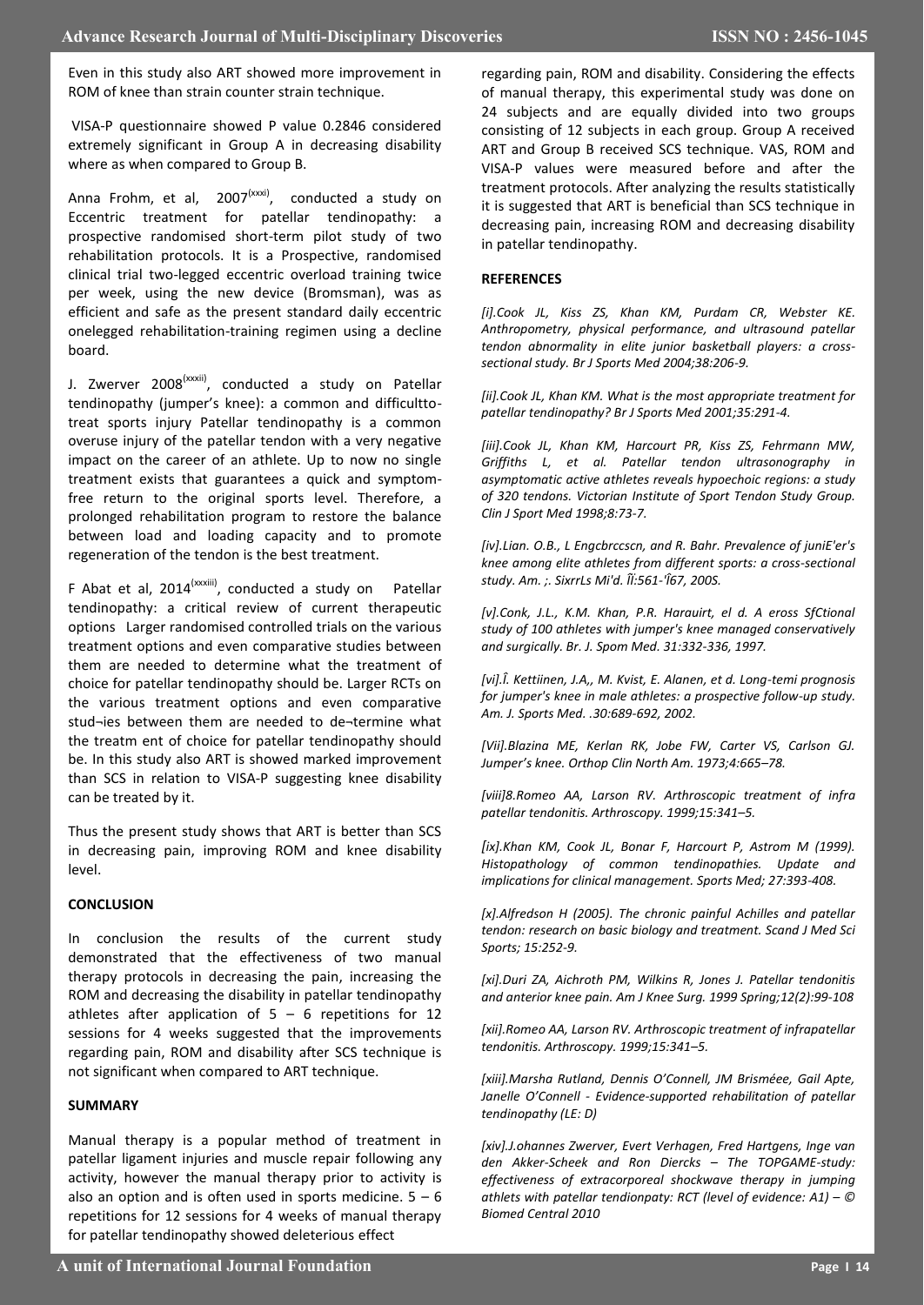Even in this study also ART showed more improvement in ROM of knee than strain counter strain technique.

VISA-P questionnaire showed P value 0.2846 considered extremely significant in Group A in decreasing disability where as when compared to Group B.

Anna Frohm, et al, 2007[xxxi], conducted a study on Eccentric treatment for patellar tendinopathy: a prospective randomised short-term pilot study of two rehabilitation protocols. It is a Prospective, randomised clinical trial two-legged eccentric overload training twice per week, using the new device (Bromsman), was as efficient and safe as the present standard daily eccentric onelegged rehabilitation-training regimen using a decline board.

J. Zwerver 2008[xxxii], conducted a study on Patellar tendinopathy (jumper's knee): a common and difficulttotreat sports injury Patellar tendinopathy is a common overuse injury of the patellar tendon with a very negative impact on the career of an athlete. Up to now no single treatment exists that guarantees a quick and symptom-free return to the original sports level. Therefore, a prolonged rehabilitation program to restore the balance between load and loading capacity and to promote regeneration of the tendon is the best treatment.

F Abat et al, 2014[xxxiii], conducted a study on Patellar tendinopathy: a critical review of current therapeutic options Larger randomised controlled trials on the various treatment options and even comparative studies between them are needed to determine what the treatment of choice for patellar tendinopathy should be. Larger RCTs on the various treatment options and even comparative stud¬ies between them are needed to de¬termine what the treatm ent of choice for patellar tendinopathy should be. In this study also ART is showed marked improvement than SCS in relation to VISA-P suggesting knee disability can be treated by it.

Thus the present study shows that ART is better than SCS in decreasing pain, improving ROM and knee disability level.

## CONCLUSION

In conclusion the results of the current study demonstrated that the effectiveness of two manual therapy protocols in decreasing the pain, increasing the ROM and decreasing the disability in patellar tendinopathy athletes after application of 5 – 6 repetitions for 12 sessions for 4 weeks suggested that the improvements regarding pain, ROM and disability after SCS technique is not significant when compared to ART technique.

## SUMMARY

Manual therapy is a popular method of treatment in patellar ligament injuries and muscle repair following any activity, however the manual therapy prior to activity is also an option and is often used in sports medicine. 5 – 6 repetitions for 12 sessions for 4 weeks of manual therapy for patellar tendinopathy showed deleterious effect regarding pain, ROM and disability. Considering the effects of manual therapy, this experimental study was done on 24 subjects and are equally divided into two groups consisting of 12 subjects in each group. Group A received ART and Group B received SCS technique. VAS, ROM and VISA-P values were measured before and after the treatment protocols. After analyzing the results statistically it is suggested that ART is beneficial than SCS technique in decreasing pain, increasing ROM and decreasing disability in patellar tendinopathy.

## REFERENCES

*[i].Cook JL, Kiss ZS, Khan KM, Purdam CR, Webster KE. Anthropometry, physical performance, and ultrasound patellar tendon abnormality in elite junior basketball players: a cross-sectional study. Br J Sports Med 2004;38:206-9.*

*[ii].Cook JL, Khan KM. What is the most appropriate treatment for patellar tendinopathy? Br J Sports Med 2001;35:291-4.*

*[iii].Cook JL, Khan KM, Harcourt PR, Kiss ZS, Fehrmann MW, Griffiths L, et al. Patellar tendon ultrasonography in asymptomatic active athletes reveals hypoechoic regions: a study of 320 tendons. Victorian Institute of Sport Tendon Study Group. Clin J Sport Med 1998;8:73-7.*

*[iv].Lian. O.B., L Engcbrccscn, and R. Bahr. Prevalence of juniE'er's knee among elite athletes from different sports: a cross-sectional study. Am. ;. SixrrLs Mi'd. Îĺ:561-'Í67, 200S.*

*[v].Conk, J.L., K.M. Khan, P.R. Harauirt, el d. A eross SfCtional study of 100 athletes with jumper's knee managed conservatively and surgically. Br. J. Spom Med. 31:332-336, 1997.*

*[vi].Î. Kettiinen, J.A,, M. Kvist, E. Alanen, et d. Long-temi prognosis for jumper's knee in male athletes: a prospective follow-up study. Am. J. Sports Med. .30:689-692, 2002.*

*[Vii].Blazina ME, Kerlan RK, Jobe FW, Carter VS, Carlson GJ. Jumper's knee. Orthop Clin North Am. 1973;4:665–78.*

*[viii]8.Romeo AA, Larson RV. Arthroscopic treatment of infra patellar tendonitis. Arthroscopy. 1999;15:341–5.*

*[ix].Khan KM, Cook JL, Bonar F, Harcourt P, Astrom M (1999). Histopathology of common tendinopathies. Update and implications for clinical management. Sports Med; 27:393-408.*

*[x].Alfredson H (2005). The chronic painful Achilles and patellar tendon: research on basic biology and treatment. Scand J Med Sci Sports; 15:252-9.*

*[xi].Duri ZA, Aichroth PM, Wilkins R, Jones J. Patellar tendonitis and anterior knee pain. Am J Knee Surg. 1999 Spring;12(2):99-108*

*[xii].Romeo AA, Larson RV. Arthroscopic treatment of infrapatellar tendonitis. Arthroscopy. 1999;15:341–5.*

*[xiii].Marsha Rutland, Dennis O'Connell, JM Brismée, Gail Apte, Janelle O'Connell - Evidence-supported rehabilitation of patellar tendinopathy (LE: D)*

*[xiv].J.ohannes Zwerver, Evert Verhagen, Fred Hartgens, Inge van den Akker-Scheek and Ron Diercks – The TOPGAME-study: effectiveness of extracorporeal shockwave therapy in jumping athlets with patellar tendionpaty: RCT (level of evidence: A1) – © Biomed Central 2010*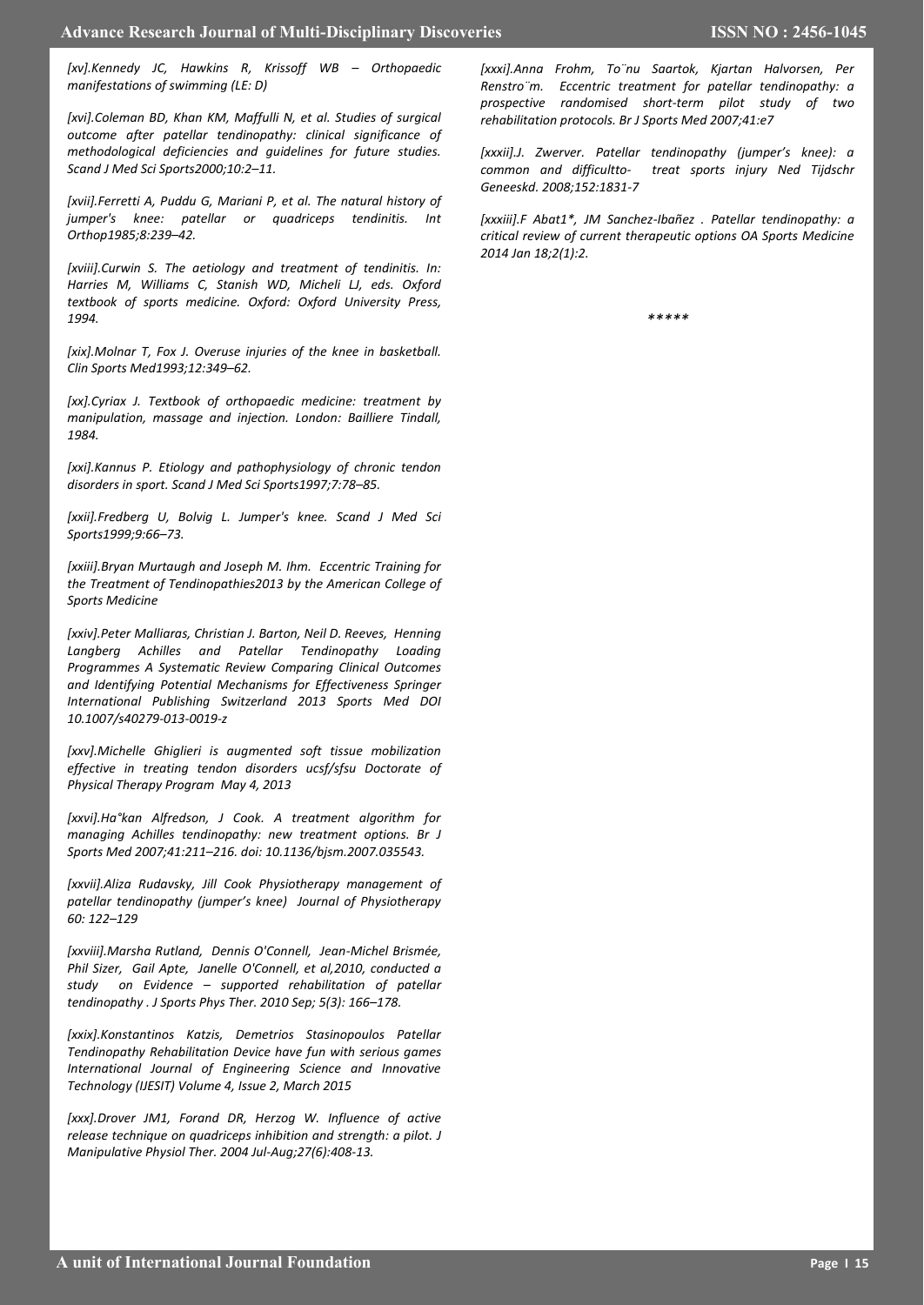*[xv].Kennedy JC, Hawkins R, Krissoff WB – Orthopaedic manifestations of swimming (LE: D)*

*[xvi].Coleman BD, Khan KM, Maffulli N, et al. Studies of surgical outcome after patellar tendinopathy: clinical significance of methodological deficiencies and guidelines for future studies. Scand J Med Sci Sports2000;10:2–11.*

*[xvii].Ferretti A, Puddu G, Mariani P, et al. The natural history of jumper's knee: patellar or quadriceps tendinitis. Int Orthop1985;8:239–42.*

*[xviii].Curwin S. The aetiology and treatment of tendinitis. In: Harries M, Williams C, Stanish WD, Micheli LJ, eds. Oxford textbook of sports medicine. Oxford: Oxford University Press, 1994.*

*[xix].Molnar T, Fox J. Overuse injuries of the knee in basketball. Clin Sports Med1993;12:349–62.*

*[xx].Cyriax J. Textbook of orthopaedic medicine: treatment by manipulation, massage and injection. London: Bailliere Tindall, 1984.*

*[xxi].Kannus P. Etiology and pathophysiology of chronic tendon disorders in sport. Scand J Med Sci Sports1997;7:78–85.*

*[xxii].Fredberg U, Bolvig L. Jumper's knee. Scand J Med Sci Sports1999;9:66–73.*

*[xxiii].Bryan Murtaugh and Joseph M. Ihm. Eccentric Training for the Treatment of Tendinopathies2013 by the American College of Sports Medicine*

*[xxiv].Peter Malliaras, Christian J. Barton, Neil D. Reeves, Henning Langberg Achilles and Patellar Tendinopathy Loading Programmes A Systematic Review Comparing Clinical Outcomes and Identifying Potential Mechanisms for Effectiveness Springer International Publishing Switzerland 2013 Sports Med DOI 10.1007/s40279-013-0019-z*

*[xxv].Michelle Ghiglieri is augmented soft tissue mobilization effective in treating tendon disorders ucsf/sfsu Doctorate of Physical Therapy Program May 4, 2013*

*[xxvi].Ha°kan Alfredson, J Cook. A treatment algorithm for managing Achilles tendinopathy: new treatment options. Br J Sports Med 2007;41:211–216. doi: 10.1136/bjsm.2007.035543.*

*[xxvii].Aliza Rudavsky, Jill Cook Physiotherapy management of patellar tendinopathy (jumper's knee) Journal of Physiotherapy 60: 122–129*

*[xxviii].Marsha Rutland, Dennis O'Connell, Jean-Michel Brismée, Phil Sizer, Gail Apte, Janelle O'Connell, et al,2010, conducted a study on Evidence – supported rehabilitation of patellar tendinopathy . J Sports Phys Ther. 2010 Sep; 5(3): 166–178.*

*[xxix].Konstantinos Katzis, Demetrios Stasinopoulos Patellar Tendinopathy Rehabilitation Device have fun with serious games International Journal of Engineering Science and Innovative Technology (IJESIT) Volume 4, Issue 2, March 2015*

*[xxx].Drover JM1, Forand DR, Herzog W. Influence of active release technique on quadriceps inhibition and strength: a pilot. J Manipulative Physiol Ther. 2004 Jul-Aug;27(6):408-13.*

*[xxxi].Anna Frohm, To¨nu Saartok, Kjartan Halvorsen, Per Renstro¨m. Eccentric treatment for patellar tendinopathy: a prospective randomised short-term pilot study of two rehabilitation protocols. Br J Sports Med 2007;41:e7*

*[xxxii].J. Zwerver. Patellar tendinopathy (jumper's knee): a common and difficultto- treat sports injury Ned Tijdschr Geneeskd. 2008;152:1831-7*

*[xxxiii].F Abat1*, JM Sanchez-Ibañez . Patellar tendinopathy: a critical review of current therapeutic options OA Sports Medicine 2014 Jan 18;2(1):2.*

*****